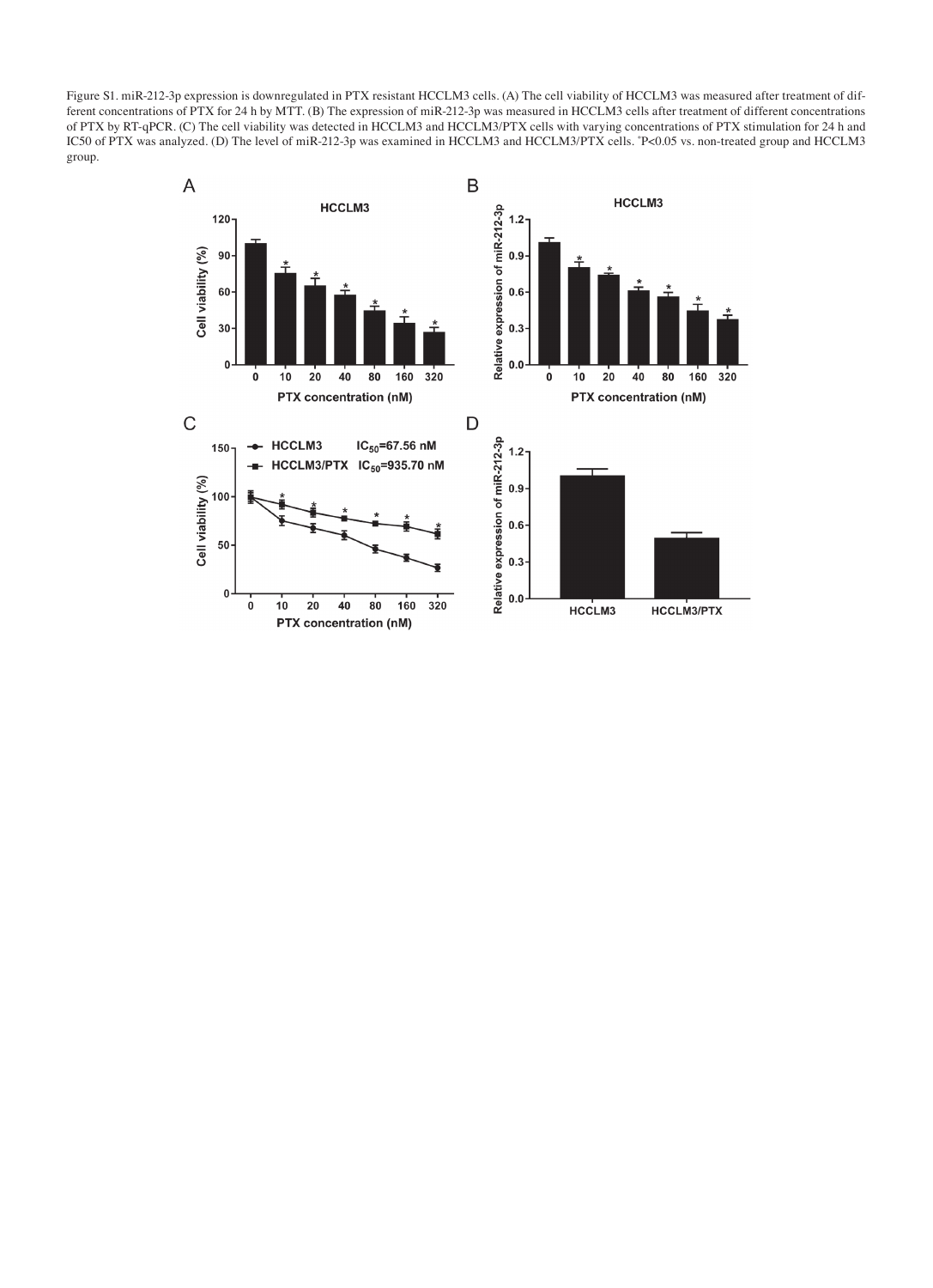Figure S1. miR-212-3p expression is downregulated in PTX resistant HCCLM3 cells. (A) The cell viability of HCCLM3 was measured after treatment of different concentrations of PTX for 24 h by MTT. (B) The expression of miR-212-3p was measured in HCCLM3 cells after treatment of different concentrations of PTX by RT-qPCR. (C) The cell viability was detected in HCCLM3 and HCCLM3/PTX cells with varying concentrations of PTX stimulation for 24 h and IC50 of PTX was analyzed. (D) The level of miR-212-3p was examined in HCCLM3 and HCCLM3/PTX cells. *P<0.05 vs. non-treated group and HCCLM3 group.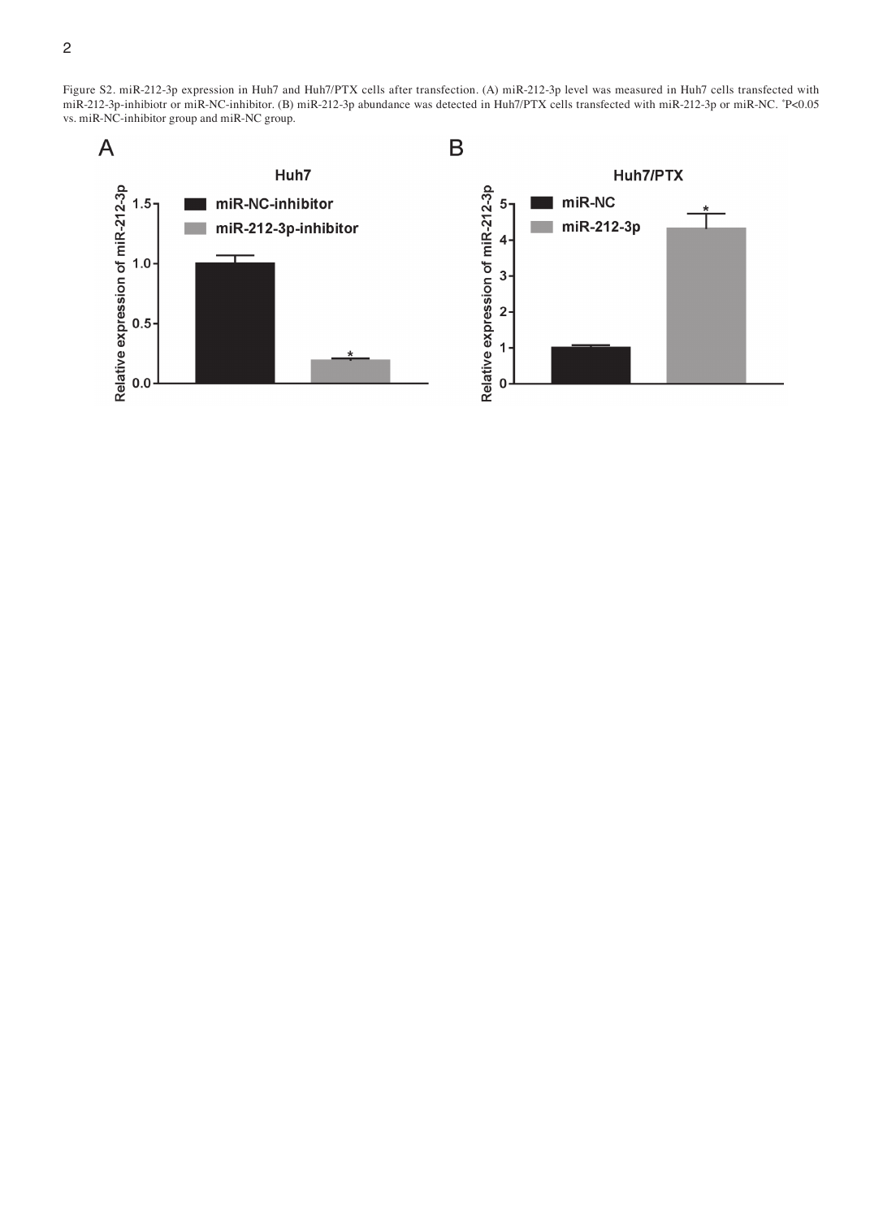Figure S2. miR-212-3p expression in Huh7 and Huh7/PTX cells after transfection. (A) miR-212-3p level was measured in Huh7 cells transfected with miR-212-3p-inhibiotr or miR-NC-inhibitor. (B) miR-212-3p abundance was detected in Huh7/PTX cells transfected with miR-212-3p or miR-NC. *P<0.05 vs. miR-NC-inhibitor group and miR-NC group.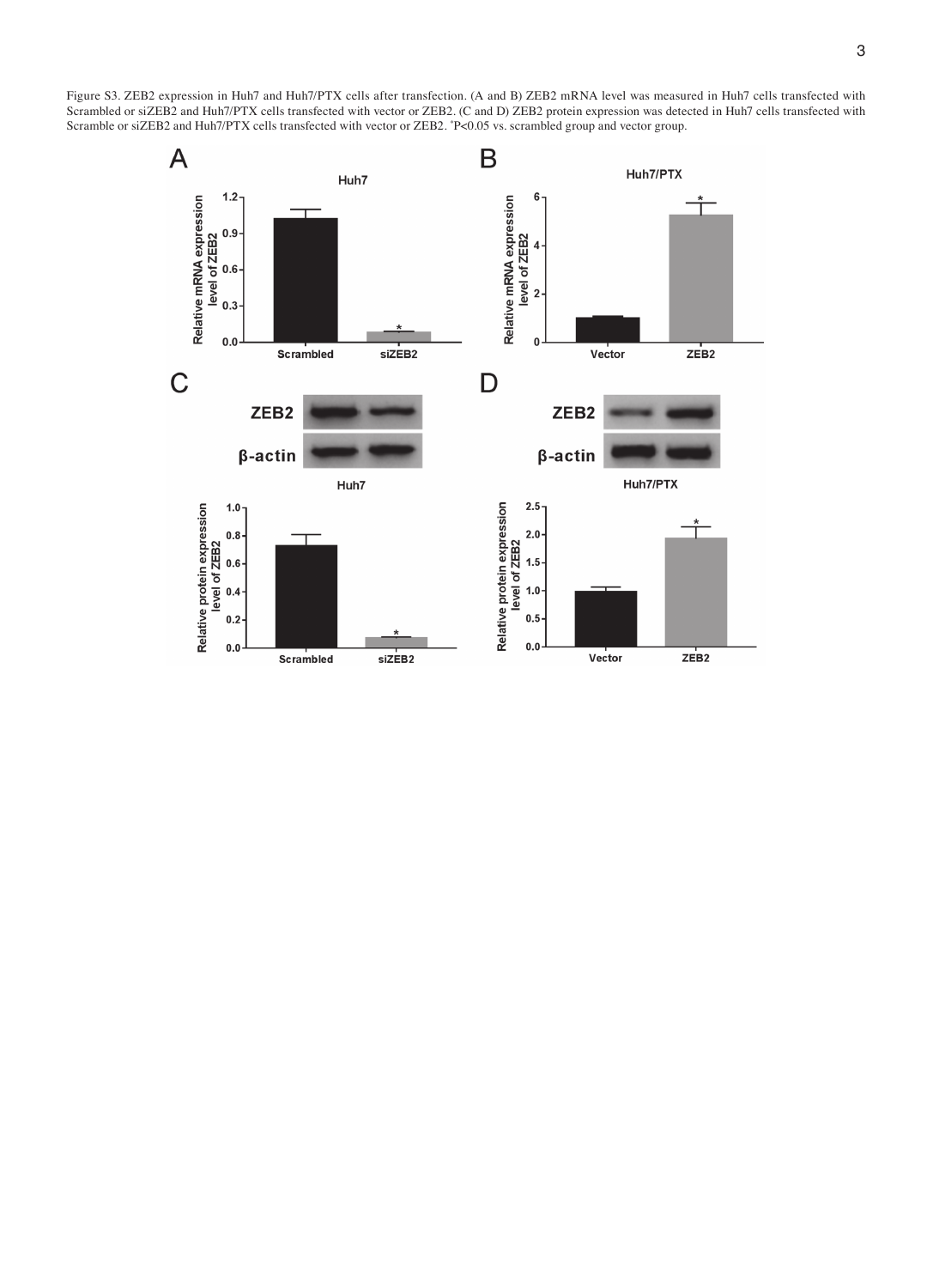Figure S3. ZEB2 expression in Huh7 and Huh7/PTX cells after transfection. (A and B) ZEB2 mRNA level was measured in Huh7 cells transfected with Scrambled or siZEB2 and Huh7/PTX cells transfected with vector or ZEB2. (C and D) ZEB2 protein expression was detected in Huh7 cells transfected with Scramble or siZEB2 and Huh7/PTX cells transfected with vector or ZEB2. *P<0.05 vs. scrambled group and vector group.

A

Huh7

Relative mRNA expression level of ZEB2

1.2
0.9
0.6
0.3
0.0

Scrambled
siZEB2
*

B

Huh7/PTX

Relative mRNA expression level of ZEB2

6
4
2
0

Vector
ZEB2
*

C

ZEB2
β-actin

Huh7

Relative protein expression level of ZEB2

1.0
0.8
0.6
0.4
0.2
0.0

Scrambled
siZEB2
*

D

ZEB2
β-actin

Huh7/PTX

Relative protein expression level of ZEB2

2.5
2.0
1.5
1.0
0.5
0.0

Vector
ZEB2
*